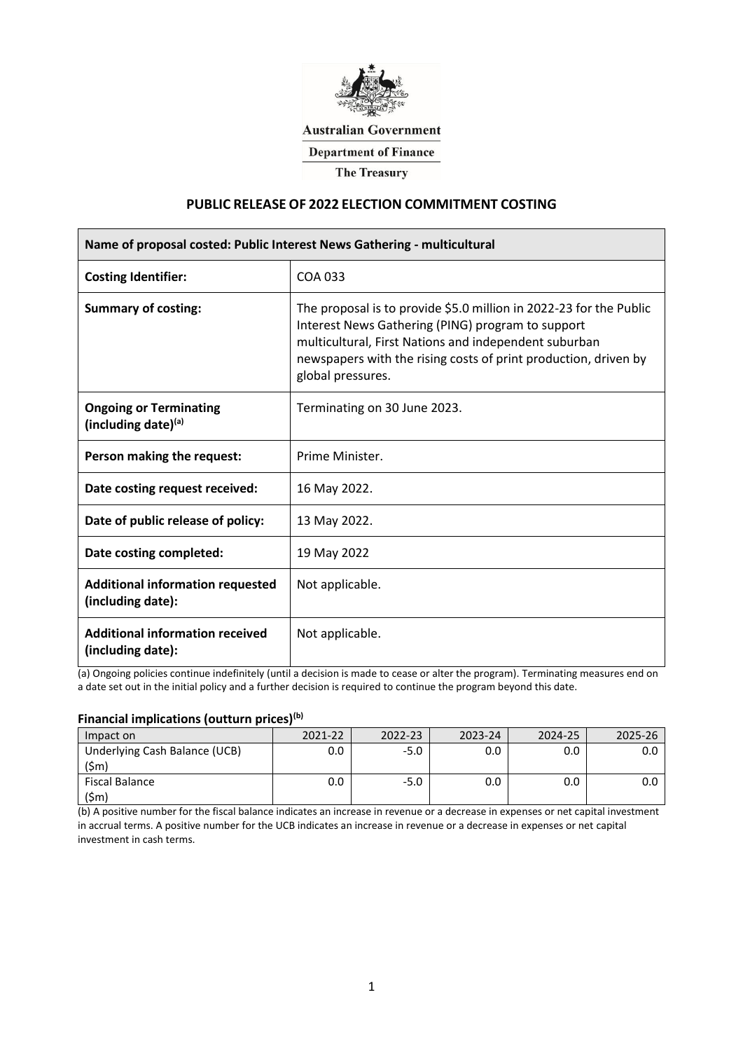Australian Government

Department of Finance

The Treasury

# PUBLIC RELEASE OF 2022 ELECTION COMMITMENT COSTING

| Name of proposal costed: Public Interest News Gathering - multicultural | |
|---|---|
| **Costing Identifier:** | COA 033 |
| **Summary of costing:** | The proposal is to provide $5.0 million in 2022-23 for the Public Interest News Gathering (PING) program to support multicultural, First Nations and independent suburban newspapers with the rising costs of print production, driven by global pressures. |
| **Ongoing or Terminating (including date)[(a)]** | Terminating on 30 June 2023. |
| **Person making the request:** | Prime Minister. |
| **Date costing request received:** | 16 May 2022. |
| **Date of public release of policy:** | 13 May 2022. |
| **Date costing completed:** | 19 May 2022 |
| **Additional information requested (including date):** | Not applicable. |
| **Additional information received (including date):** | Not applicable. |

(a) Ongoing policies continue indefinitely (until a decision is made to cease or alter the program). Terminating measures end on a date set out in the initial policy and a further decision is required to continue the program beyond this date.

### Financial implications (outturn prices)[(b)]

| Impact on | 2021-22 | 2022-23 | 2023-24 | 2024-25 | 2025-26 |
|---|---|---|---|---|---|
| Underlying Cash Balance (UCB) ($m) | 0.0 | -5.0 | 0.0 | 0.0 | 0.0 |
| Fiscal Balance ($m) | 0.0 | -5.0 | 0.0 | 0.0 | 0.0 |

(b) A positive number for the fiscal balance indicates an increase in revenue or a decrease in expenses or net capital investment in accrual terms. A positive number for the UCB indicates an increase in revenue or a decrease in expenses or net capital investment in cash terms.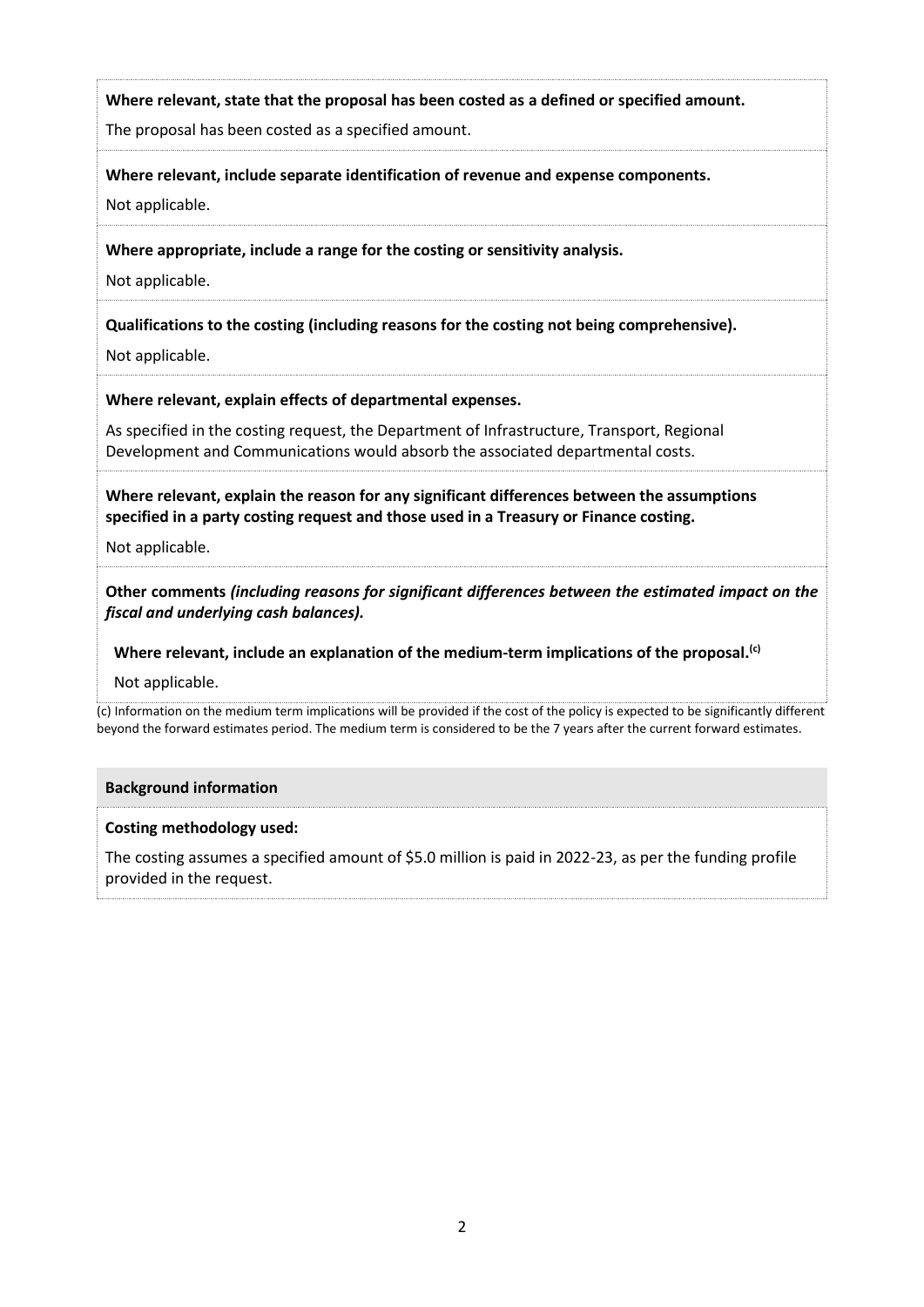**Where relevant, state that the proposal has been costed as a defined or specified amount.**

The proposal has been costed as a specified amount.

**Where relevant, include separate identification of revenue and expense components.**

Not applicable.

**Where appropriate, include a range for the costing or sensitivity analysis.**

Not applicable.

**Qualifications to the costing (including reasons for the costing not being comprehensive).**

Not applicable.

**Where relevant, explain effects of departmental expenses.**

As specified in the costing request, the Department of Infrastructure, Transport, Regional Development and Communications would absorb the associated departmental costs.

**Where relevant, explain the reason for any significant differences between the assumptions specified in a party costing request and those used in a Treasury or Finance costing.**

Not applicable.

**Other comments *(including reasons for significant differences between the estimated impact on the fiscal and underlying cash balances).***

**Where relevant, include an explanation of the medium-term implications of the proposal.[c]**

Not applicable.

(c) Information on the medium term implications will be provided if the cost of the policy is expected to be significantly different beyond the forward estimates period. The medium term is considered to be the 7 years after the current forward estimates.

**Background information**

**Costing methodology used:**

The costing assumes a specified amount of $5.0 million is paid in 2022-23, as per the funding profile provided in the request.